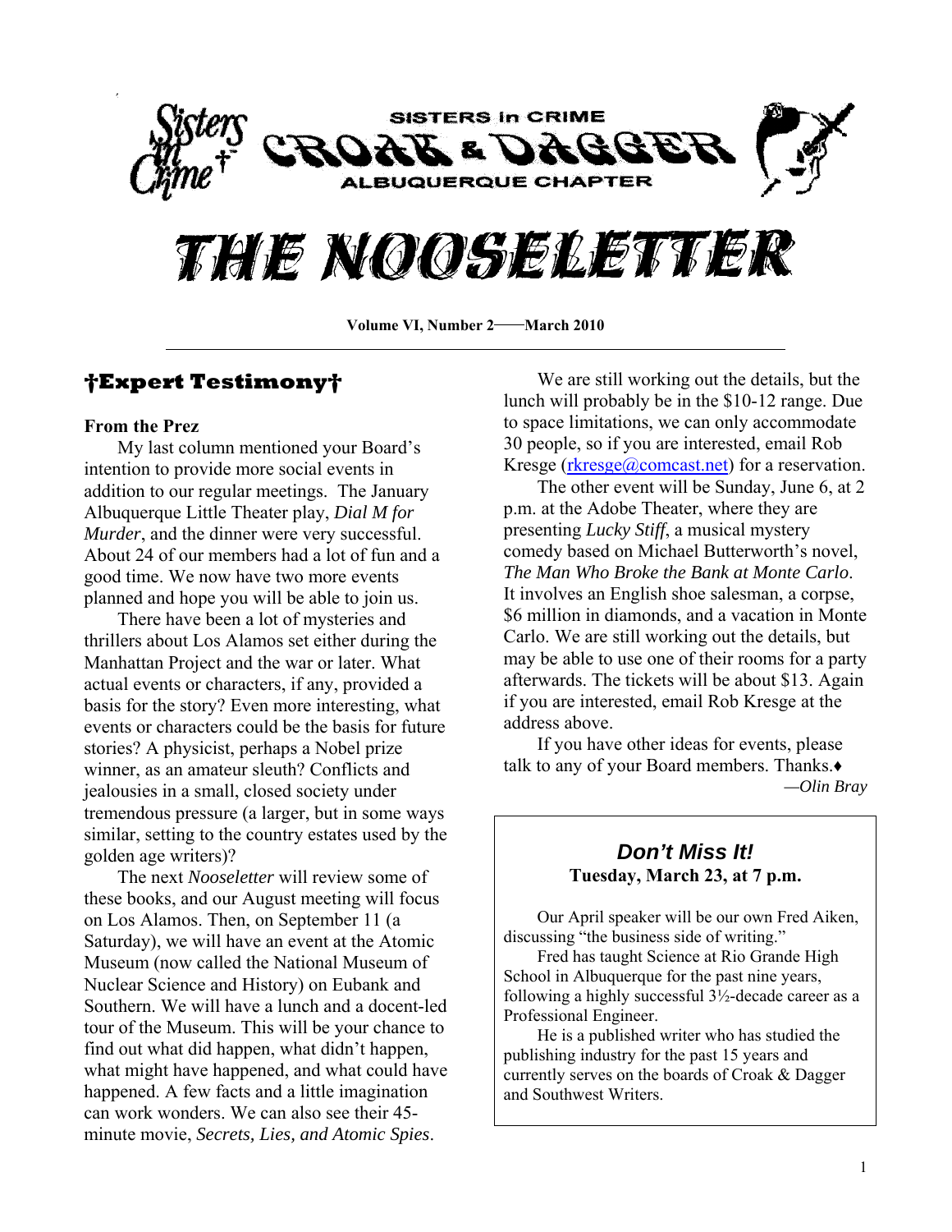# Sisters in Crime Croak & Dagger Albuquerque Chapter

# THE NOOSELETTER

**Volume VI, Number 2——March 2010**

## †Expert Testimony†

**From the Prez**

My last column mentioned your Board's intention to provide more social events in addition to our regular meetings. The January Albuquerque Little Theater play, *Dial M for Murder*, and the dinner were very successful. About 24 of our members had a lot of fun and a good time. We now have two more events planned and hope you will be able to join us.

There have been a lot of mysteries and thrillers about Los Alamos set either during the Manhattan Project and the war or later. What actual events or characters, if any, provided a basis for the story? Even more interesting, what events or characters could be the basis for future stories? A physicist, perhaps a Nobel prize winner, as an amateur sleuth? Conflicts and jealousies in a small, closed society under tremendous pressure (a larger, but in some ways similar, setting to the country estates used by the golden age writers)?

The next *Nooseletter* will review some of these books, and our August meeting will focus on Los Alamos. Then, on September 11 (a Saturday), we will have an event at the Atomic Museum (now called the National Museum of Nuclear Science and History) on Eubank and Southern. We will have a lunch and a docent-led tour of the Museum. This will be your chance to find out what did happen, what didn't happen, what might have happened, and what could have happened. A few facts and a little imagination can work wonders. We can also see their 45-minute movie, *Secrets, Lies, and Atomic Spies*.

We are still working out the details, but the lunch will probably be in the $10-12 range. Due to space limitations, we can only accommodate 30 people, so if you are interested, email Rob Kresge (rkresge@comcast.net) for a reservation.

The other event will be Sunday, June 6, at 2 p.m. at the Adobe Theater, where they are presenting *Lucky Stiff*, a musical mystery comedy based on Michael Butterworth's novel, *The Man Who Broke the Bank at Monte Carlo*. It involves an English shoe salesman, a corpse, $6 million in diamonds, and a vacation in Monte Carlo. We are still working out the details, but may be able to use one of their rooms for a party afterwards. The tickets will be about $13. Again if you are interested, email Rob Kresge at the address above.

If you have other ideas for events, please talk to any of your Board members. Thanks.♦

*—Olin Bray*

---

### *Don't Miss It!*

**Tuesday, March 23, at 7 p.m.**

Our April speaker will be our own Fred Aiken, discussing "the business side of writing."

Fred has taught Science at Rio Grande High School in Albuquerque for the past nine years, following a highly successful 3½-decade career as a Professional Engineer.

He is a published writer who has studied the publishing industry for the past 15 years and currently serves on the boards of Croak & Dagger and Southwest Writers.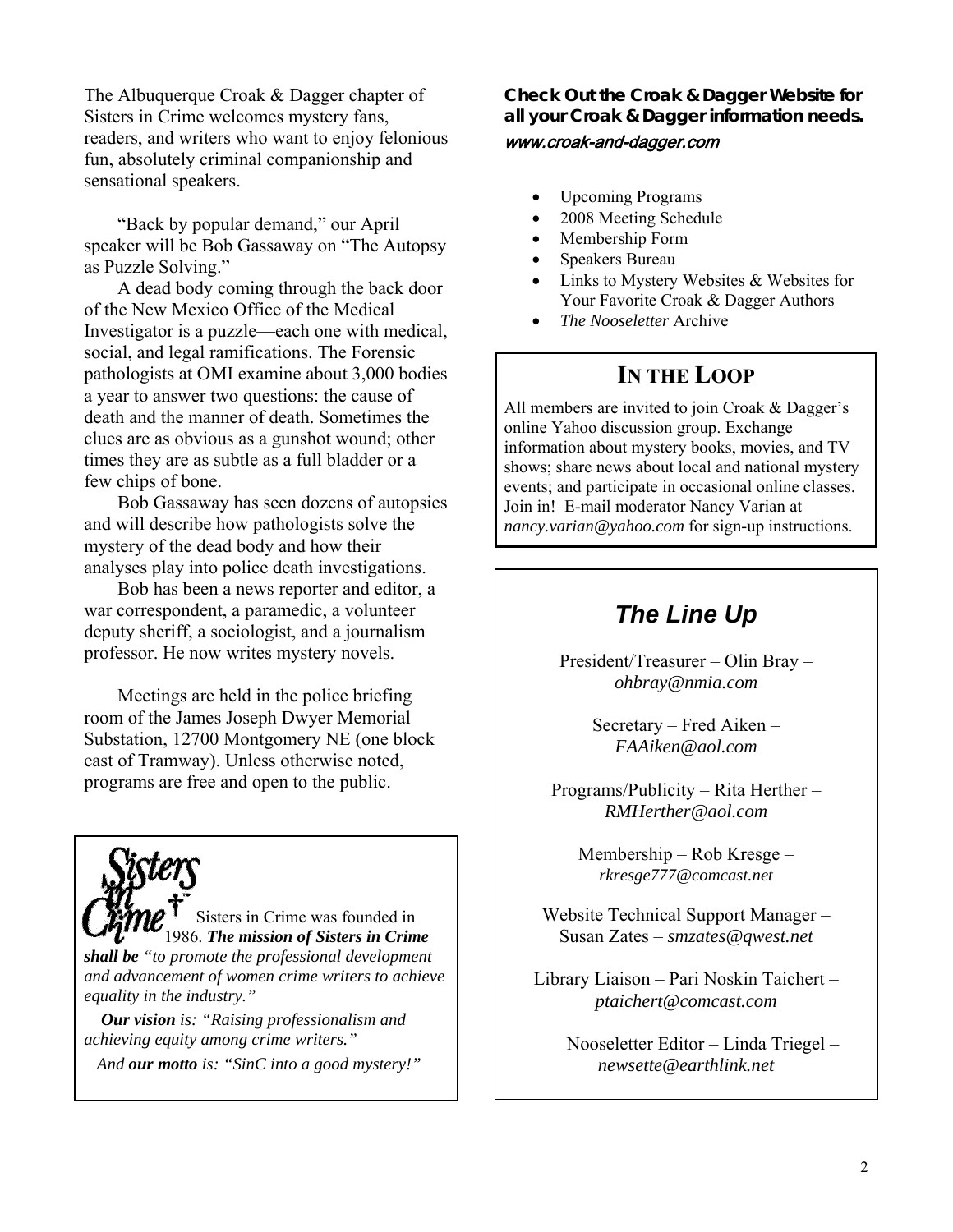The Albuquerque Croak & Dagger chapter of Sisters in Crime welcomes mystery fans, readers, and writers who want to enjoy felonious fun, absolutely criminal companionship and sensational speakers.

"Back by popular demand," our April speaker will be Bob Gassaway on "The Autopsy as Puzzle Solving."

A dead body coming through the back door of the New Mexico Office of the Medical Investigator is a puzzle—each one with medical, social, and legal ramifications. The Forensic pathologists at OMI examine about 3,000 bodies a year to answer two questions: the cause of death and the manner of death. Sometimes the clues are as obvious as a gunshot wound; other times they are as subtle as a full bladder or a few chips of bone.

Bob Gassaway has seen dozens of autopsies and will describe how pathologists solve the mystery of the dead body and how their analyses play into police death investigations.

Bob has been a news reporter and editor, a war correspondent, a paramedic, a volunteer deputy sheriff, a sociologist, and a journalism professor. He now writes mystery novels.

Meetings are held in the police briefing room of the James Joseph Dwyer Memorial Substation, 12700 Montgomery NE (one block east of Tramway). Unless otherwise noted, programs are free and open to the public.

Sisters in Crime

Sisters in Crime was founded in 1986. ***The mission of Sisters in Crime shall be*** *"to promote the professional development and advancement of women crime writers to achieve equality in the industry."*

***Our vision*** *is: "Raising professionalism and achieving equity among crime writers."*

*And* ***our motto*** *is: "SinC into a good mystery!"*

**Check Out the Croak & Dagger Website for all your Croak & Dagger information needs.**

***www.croak-and-dagger.com***

- Upcoming Programs
- 2008 Meeting Schedule
- Membership Form
- Speakers Bureau
- Links to Mystery Websites & Websites for Your Favorite Croak & Dagger Authors
- *The Nooseletter* Archive

## In the Loop

All members are invited to join Croak & Dagger's online Yahoo discussion group. Exchange information about mystery books, movies, and TV shows; share news about local and national mystery events; and participate in occasional online classes. Join in! E-mail moderator Nancy Varian at *nancy.varian@yahoo.com* for sign-up instructions.

## *The Line Up*

President/Treasurer – Olin Bray – *ohbray@nmia.com*

Secretary – Fred Aiken – *FAAiken@aol.com*

Programs/Publicity – Rita Herther – *RMHerther@aol.com*

Membership – Rob Kresge – *rkresge777@comcast.net*

Website Technical Support Manager – Susan Zates – *smzates@qwest.net*

Library Liaison – Pari Noskin Taichert – *ptaichert@comcast.com*

Nooseletter Editor – Linda Triegel – *newsette@earthlink.net*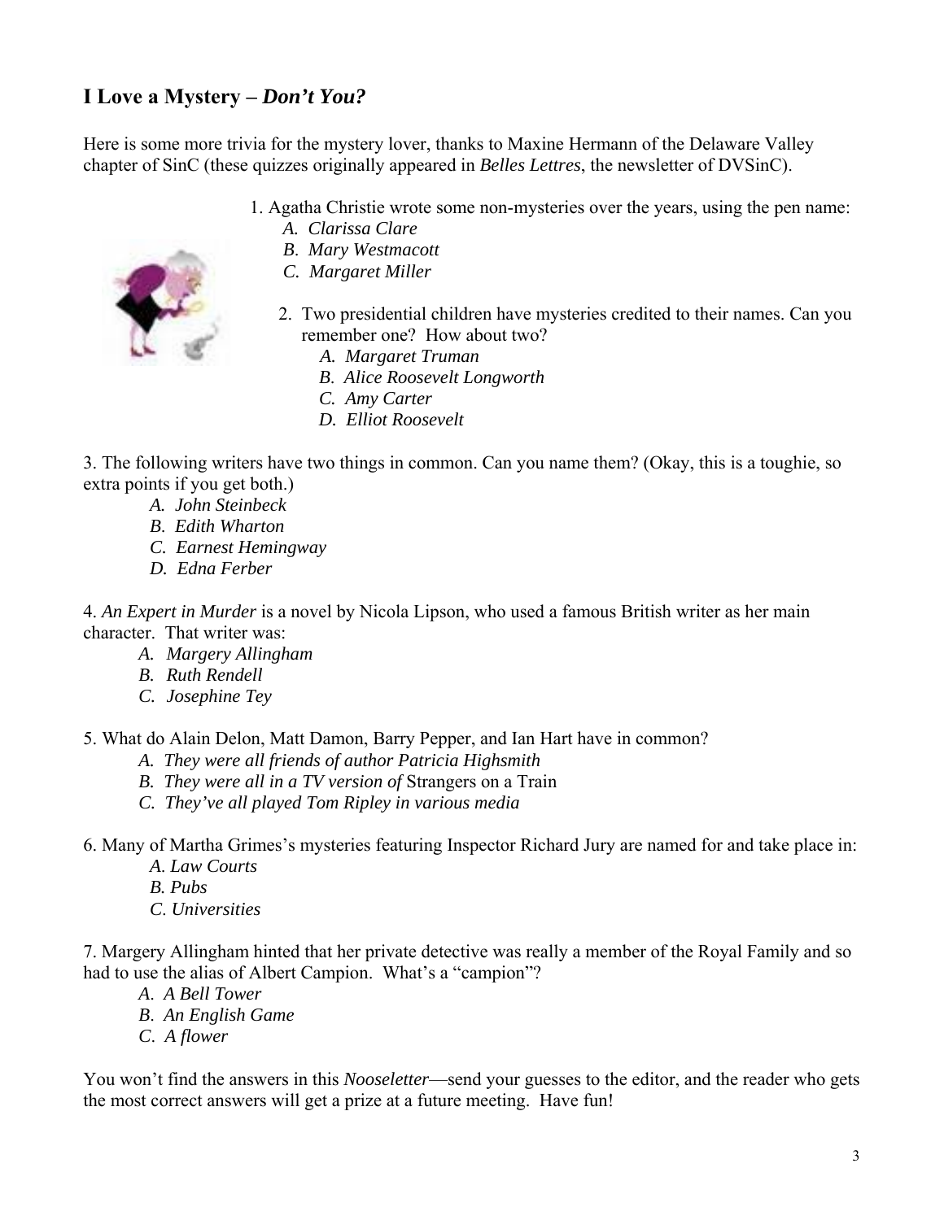## I Love a Mystery – *Don't You?*

Here is some more trivia for the mystery lover, thanks to Maxine Hermann of the Delaware Valley chapter of SinC (these quizzes originally appeared in *Belles Lettres*, the newsletter of DVSinC).

1. Agatha Christie wrote some non-mysteries over the years, using the pen name:
   *A. Clarissa Clare*
   *B. Mary Westmacott*
   *C. Margaret Miller*

2. Two presidential children have mysteries credited to their names. Can you remember one? How about two?
   *A. Margaret Truman*
   *B. Alice Roosevelt Longworth*
   *C. Amy Carter*
   *D. Elliot Roosevelt*

3. The following writers have two things in common. Can you name them? (Okay, this is a toughie, so extra points if you get both.)
   *A. John Steinbeck*
   *B. Edith Wharton*
   *C. Earnest Hemingway*
   *D. Edna Ferber*

4. *An Expert in Murder* is a novel by Nicola Lipson, who used a famous British writer as her main character. That writer was:
   *A. Margery Allingham*
   *B. Ruth Rendell*
   *C. Josephine Tey*

5. What do Alain Delon, Matt Damon, Barry Pepper, and Ian Hart have in common?
   *A. They were all friends of author Patricia Highsmith*
   *B. They were all in a TV version of* Strangers on a Train
   *C. They've all played Tom Ripley in various media*

6. Many of Martha Grimes's mysteries featuring Inspector Richard Jury are named for and take place in:
   *A. Law Courts*
   *B. Pubs*
   *C. Universities*

7. Margery Allingham hinted that her private detective was really a member of the Royal Family and so had to use the alias of Albert Campion. What's a "campion"?
   *A. A Bell Tower*
   *B. An English Game*
   *C. A flower*

You won't find the answers in this *Nooseletter*—send your guesses to the editor, and the reader who gets the most correct answers will get a prize at a future meeting. Have fun!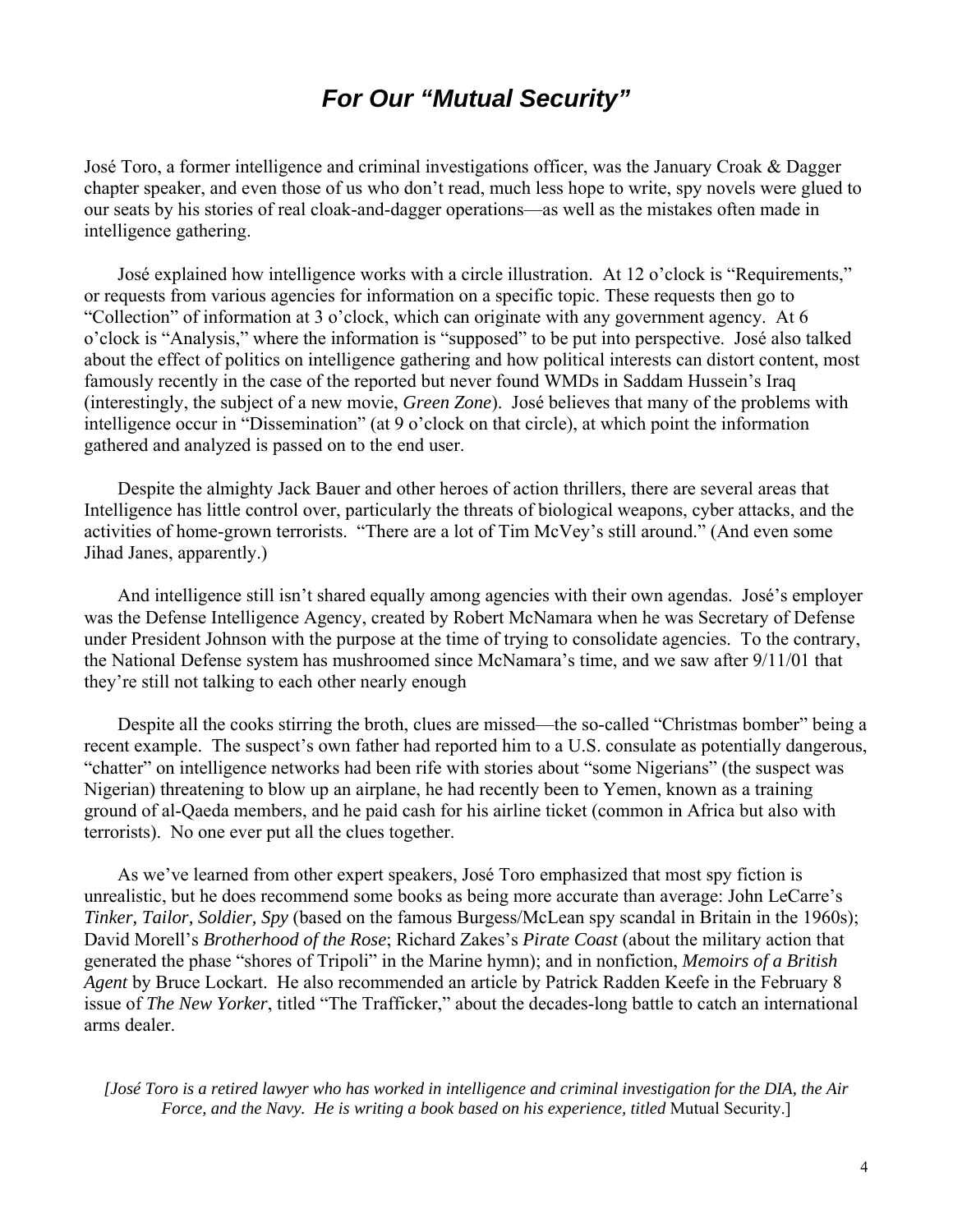# *For Our "Mutual Security"*

José Toro, a former intelligence and criminal investigations officer, was the January Croak & Dagger chapter speaker, and even those of us who don't read, much less hope to write, spy novels were glued to our seats by his stories of real cloak-and-dagger operations—as well as the mistakes often made in intelligence gathering.

José explained how intelligence works with a circle illustration. At 12 o'clock is "Requirements," or requests from various agencies for information on a specific topic. These requests then go to "Collection" of information at 3 o'clock, which can originate with any government agency. At 6 o'clock is "Analysis," where the information is "supposed" to be put into perspective. José also talked about the effect of politics on intelligence gathering and how political interests can distort content, most famously recently in the case of the reported but never found WMDs in Saddam Hussein's Iraq (interestingly, the subject of a new movie, *Green Zone*). José believes that many of the problems with intelligence occur in "Dissemination" (at 9 o'clock on that circle), at which point the information gathered and analyzed is passed on to the end user.

Despite the almighty Jack Bauer and other heroes of action thrillers, there are several areas that Intelligence has little control over, particularly the threats of biological weapons, cyber attacks, and the activities of home-grown terrorists. "There are a lot of Tim McVey's still around." (And even some Jihad Janes, apparently.)

And intelligence still isn't shared equally among agencies with their own agendas. José's employer was the Defense Intelligence Agency, created by Robert McNamara when he was Secretary of Defense under President Johnson with the purpose at the time of trying to consolidate agencies. To the contrary, the National Defense system has mushroomed since McNamara's time, and we saw after 9/11/01 that they're still not talking to each other nearly enough

Despite all the cooks stirring the broth, clues are missed—the so-called "Christmas bomber" being a recent example. The suspect's own father had reported him to a U.S. consulate as potentially dangerous, "chatter" on intelligence networks had been rife with stories about "some Nigerians" (the suspect was Nigerian) threatening to blow up an airplane, he had recently been to Yemen, known as a training ground of al-Qaeda members, and he paid cash for his airline ticket (common in Africa but also with terrorists). No one ever put all the clues together.

As we've learned from other expert speakers, José Toro emphasized that most spy fiction is unrealistic, but he does recommend some books as being more accurate than average: John LeCarre's *Tinker, Tailor, Soldier, Spy* (based on the famous Burgess/McLean spy scandal in Britain in the 1960s); David Morell's *Brotherhood of the Rose*; Richard Zakes's *Pirate Coast* (about the military action that generated the phase "shores of Tripoli" in the Marine hymn); and in nonfiction, *Memoirs of a British Agent* by Bruce Lockart. He also recommended an article by Patrick Radden Keefe in the February 8 issue of *The New Yorker*, titled "The Trafficker," about the decades-long battle to catch an international arms dealer.

*[José Toro is a retired lawyer who has worked in intelligence and criminal investigation for the DIA, the Air Force, and the Navy. He is writing a book based on his experience, titled* Mutual Security.]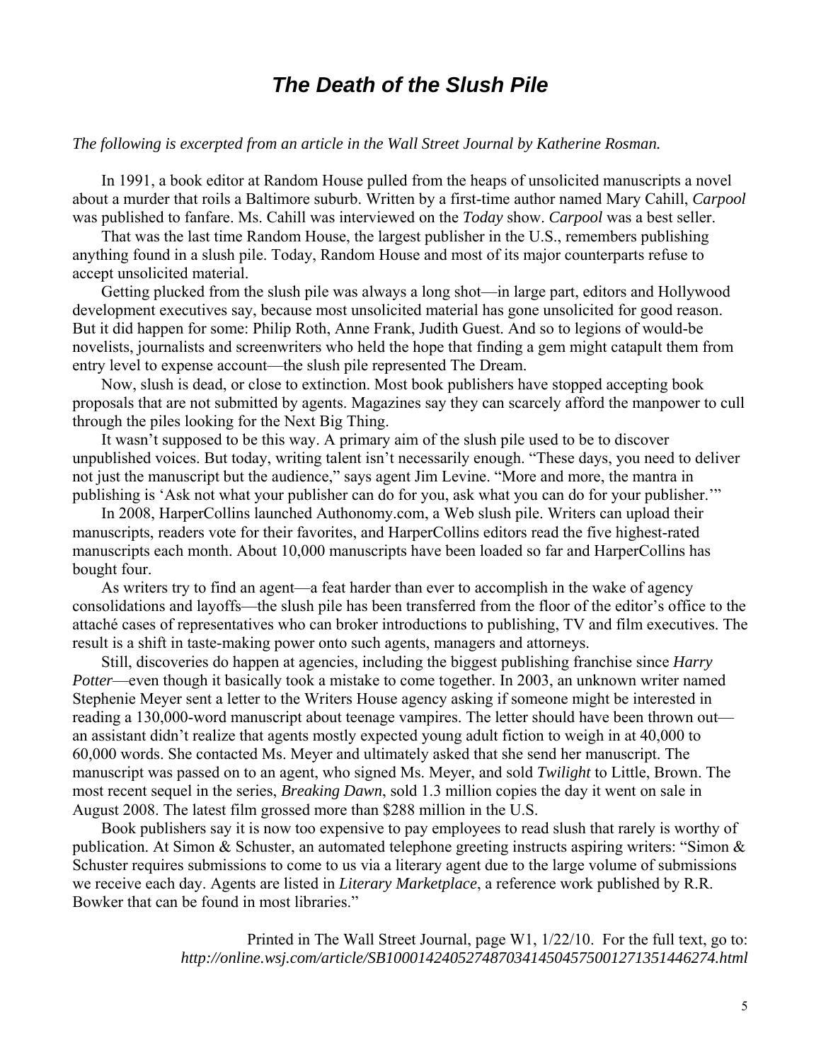# *The Death of the Slush Pile*

*The following is excerpted from an article in the Wall Street Journal by Katherine Rosman.*

In 1991, a book editor at Random House pulled from the heaps of unsolicited manuscripts a novel about a murder that roils a Baltimore suburb. Written by a first-time author named Mary Cahill, *Carpool* was published to fanfare. Ms. Cahill was interviewed on the *Today* show. *Carpool* was a best seller.

That was the last time Random House, the largest publisher in the U.S., remembers publishing anything found in a slush pile. Today, Random House and most of its major counterparts refuse to accept unsolicited material.

Getting plucked from the slush pile was always a long shot—in large part, editors and Hollywood development executives say, because most unsolicited material has gone unsolicited for good reason. But it did happen for some: Philip Roth, Anne Frank, Judith Guest. And so to legions of would-be novelists, journalists and screenwriters who held the hope that finding a gem might catapult them from entry level to expense account—the slush pile represented The Dream.

Now, slush is dead, or close to extinction. Most book publishers have stopped accepting book proposals that are not submitted by agents. Magazines say they can scarcely afford the manpower to cull through the piles looking for the Next Big Thing.

It wasn't supposed to be this way. A primary aim of the slush pile used to be to discover unpublished voices. But today, writing talent isn't necessarily enough. "These days, you need to deliver not just the manuscript but the audience," says agent Jim Levine. "More and more, the mantra in publishing is 'Ask not what your publisher can do for you, ask what you can do for your publisher.'"

In 2008, HarperCollins launched Authonomy.com, a Web slush pile. Writers can upload their manuscripts, readers vote for their favorites, and HarperCollins editors read the five highest-rated manuscripts each month. About 10,000 manuscripts have been loaded so far and HarperCollins has bought four.

As writers try to find an agent—a feat harder than ever to accomplish in the wake of agency consolidations and layoffs—the slush pile has been transferred from the floor of the editor's office to the attaché cases of representatives who can broker introductions to publishing, TV and film executives. The result is a shift in taste-making power onto such agents, managers and attorneys.

Still, discoveries do happen at agencies, including the biggest publishing franchise since *Harry Potter*—even though it basically took a mistake to come together. In 2003, an unknown writer named Stephenie Meyer sent a letter to the Writers House agency asking if someone might be interested in reading a 130,000-word manuscript about teenage vampires. The letter should have been thrown out—an assistant didn't realize that agents mostly expected young adult fiction to weigh in at 40,000 to 60,000 words. She contacted Ms. Meyer and ultimately asked that she send her manuscript. The manuscript was passed on to an agent, who signed Ms. Meyer, and sold *Twilight* to Little, Brown. The most recent sequel in the series, *Breaking Dawn*, sold 1.3 million copies the day it went on sale in August 2008. The latest film grossed more than $288 million in the U.S.

Book publishers say it is now too expensive to pay employees to read slush that rarely is worthy of publication. At Simon & Schuster, an automated telephone greeting instructs aspiring writers: "Simon & Schuster requires submissions to come to us via a literary agent due to the large volume of submissions we receive each day. Agents are listed in *Literary Marketplace*, a reference work published by R.R. Bowker that can be found in most libraries."

Printed in The Wall Street Journal, page W1, 1/22/10. For the full text, go to: *http://online.wsj.com/article/SB10001424052748703414504575001271351446274.html*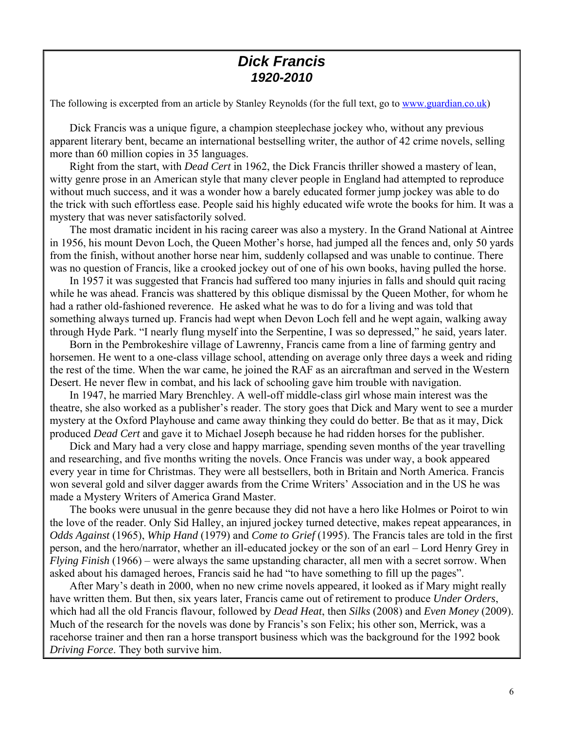# *Dick Francis*
## *1920-2010*

The following is excerpted from an article by Stanley Reynolds (for the full text, go to [www.guardian.co.uk](www.guardian.co.uk))

Dick Francis was a unique figure, a champion steeplechase jockey who, without any previous apparent literary bent, became an international bestselling writer, the author of 42 crime novels, selling more than 60 million copies in 35 languages.

Right from the start, with *Dead Cert* in 1962, the Dick Francis thriller showed a mastery of lean, witty genre prose in an American style that many clever people in England had attempted to reproduce without much success, and it was a wonder how a barely educated former jump jockey was able to do the trick with such effortless ease. People said his highly educated wife wrote the books for him. It was a mystery that was never satisfactorily solved.

The most dramatic incident in his racing career was also a mystery. In the Grand National at Aintree in 1956, his mount Devon Loch, the Queen Mother's horse, had jumped all the fences and, only 50 yards from the finish, without another horse near him, suddenly collapsed and was unable to continue. There was no question of Francis, like a crooked jockey out of one of his own books, having pulled the horse.

In 1957 it was suggested that Francis had suffered too many injuries in falls and should quit racing while he was ahead. Francis was shattered by this oblique dismissal by the Queen Mother, for whom he had a rather old-fashioned reverence. He asked what he was to do for a living and was told that something always turned up. Francis had wept when Devon Loch fell and he wept again, walking away through Hyde Park. "I nearly flung myself into the Serpentine, I was so depressed," he said, years later.

Born in the Pembrokeshire village of Lawrenny, Francis came from a line of farming gentry and horsemen. He went to a one-class village school, attending on average only three days a week and riding the rest of the time. When the war came, he joined the RAF as an aircraftman and served in the Western Desert. He never flew in combat, and his lack of schooling gave him trouble with navigation.

In 1947, he married Mary Brenchley. A well-off middle-class girl whose main interest was the theatre, she also worked as a publisher's reader. The story goes that Dick and Mary went to see a murder mystery at the Oxford Playhouse and came away thinking they could do better. Be that as it may, Dick produced *Dead Cert* and gave it to Michael Joseph because he had ridden horses for the publisher.

Dick and Mary had a very close and happy marriage, spending seven months of the year travelling and researching, and five months writing the novels. Once Francis was under way, a book appeared every year in time for Christmas. They were all bestsellers, both in Britain and North America. Francis won several gold and silver dagger awards from the Crime Writers' Association and in the US he was made a Mystery Writers of America Grand Master.

The books were unusual in the genre because they did not have a hero like Holmes or Poirot to win the love of the reader. Only Sid Halley, an injured jockey turned detective, makes repeat appearances, in *Odds Against* (1965), *Whip Hand* (1979) and *Come to Grief* (1995). The Francis tales are told in the first person, and the hero/narrator, whether an ill-educated jockey or the son of an earl – Lord Henry Grey in *Flying Finish* (1966) – were always the same upstanding character, all men with a secret sorrow. When asked about his damaged heroes, Francis said he had "to have something to fill up the pages".

After Mary's death in 2000, when no new crime novels appeared, it looked as if Mary might really have written them. But then, six years later, Francis came out of retirement to produce *Under Orders*, which had all the old Francis flavour, followed by *Dead Heat*, then *Silks* (2008) and *Even Money* (2009). Much of the research for the novels was done by Francis's son Felix; his other son, Merrick, was a racehorse trainer and then ran a horse transport business which was the background for the 1992 book *Driving Force*. They both survive him.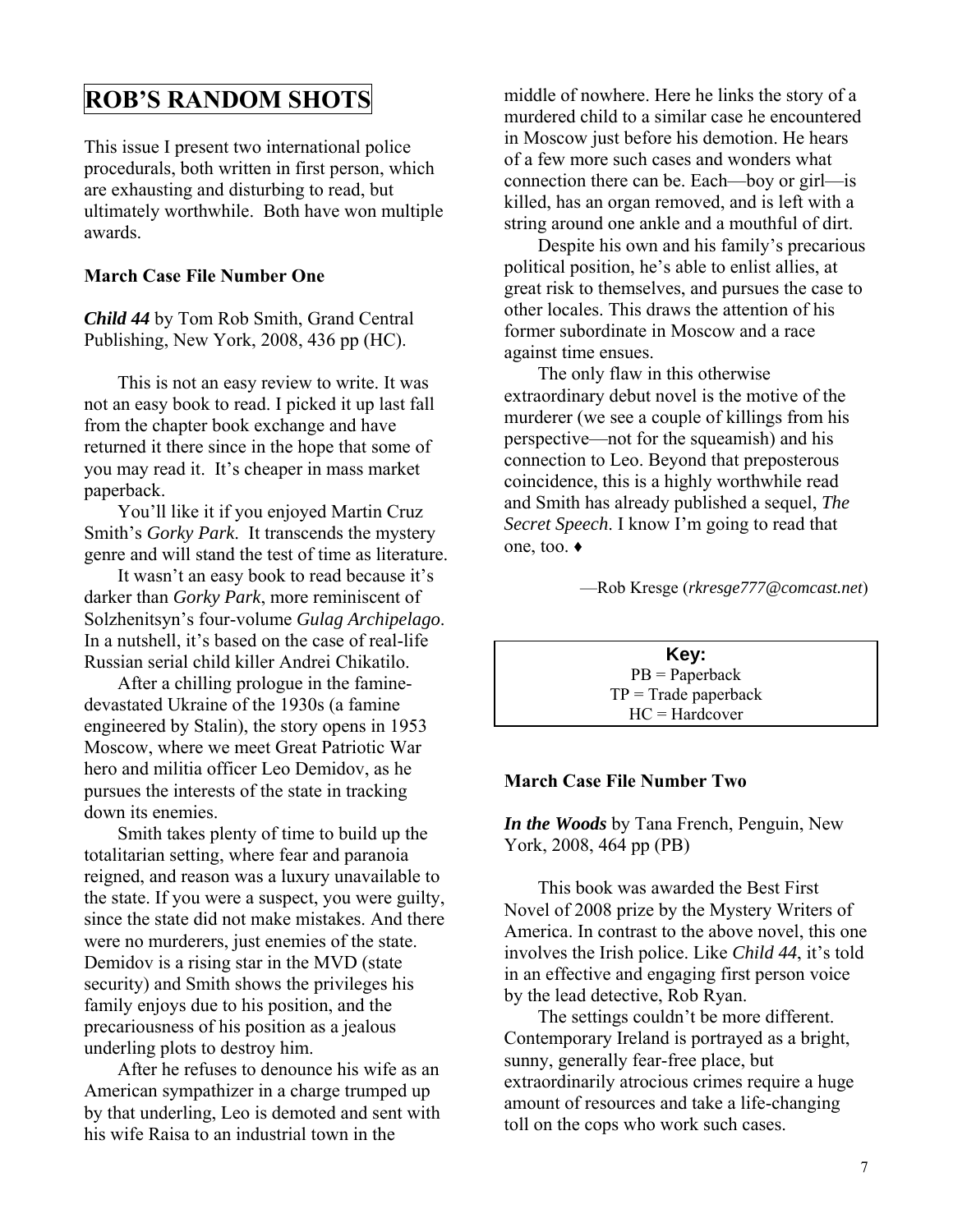## ROB'S RANDOM SHOTS

This issue I present two international police procedurals, both written in first person, which are exhausting and disturbing to read, but ultimately worthwhile. Both have won multiple awards.

**March Case File Number One**

***Child 44*** by Tom Rob Smith, Grand Central Publishing, New York, 2008, 436 pp (HC).

This is not an easy review to write. It was not an easy book to read. I picked it up last fall from the chapter book exchange and have returned it there since in the hope that some of you may read it. It's cheaper in mass market paperback.

You'll like it if you enjoyed Martin Cruz Smith's *Gorky Park*. It transcends the mystery genre and will stand the test of time as literature.

It wasn't an easy book to read because it's darker than *Gorky Park*, more reminiscent of Solzhenitsyn's four-volume *Gulag Archipelago*. In a nutshell, it's based on the case of real-life Russian serial child killer Andrei Chikatilo.

After a chilling prologue in the famine-devastated Ukraine of the 1930s (a famine engineered by Stalin), the story opens in 1953 Moscow, where we meet Great Patriotic War hero and militia officer Leo Demidov, as he pursues the interests of the state in tracking down its enemies.

Smith takes plenty of time to build up the totalitarian setting, where fear and paranoia reigned, and reason was a luxury unavailable to the state. If you were a suspect, you were guilty, since the state did not make mistakes. And there were no murderers, just enemies of the state. Demidov is a rising star in the MVD (state security) and Smith shows the privileges his family enjoys due to his position, and the precariousness of his position as a jealous underling plots to destroy him.

After he refuses to denounce his wife as an American sympathizer in a charge trumped up by that underling, Leo is demoted and sent with his wife Raisa to an industrial town in the middle of nowhere. Here he links the story of a murdered child to a similar case he encountered in Moscow just before his demotion. He hears of a few more such cases and wonders what connection there can be. Each—boy or girl—is killed, has an organ removed, and is left with a string around one ankle and a mouthful of dirt.

Despite his own and his family's precarious political position, he's able to enlist allies, at great risk to themselves, and pursues the case to other locales. This draws the attention of his former subordinate in Moscow and a race against time ensues.

The only flaw in this otherwise extraordinary debut novel is the motive of the murderer (we see a couple of killings from his perspective—not for the squeamish) and his connection to Leo. Beyond that preposterous coincidence, this is a highly worthwhile read and Smith has already published a sequel, *The Secret Speech*. I know I'm going to read that one, too. ♦

—Rob Kresge (*rkresge777@comcast.net*)

**Key:**
PB = Paperback
TP = Trade paperback
HC = Hardcover

**March Case File Number Two**

***In the Woods*** by Tana French, Penguin, New York, 2008, 464 pp (PB)

This book was awarded the Best First Novel of 2008 prize by the Mystery Writers of America. In contrast to the above novel, this one involves the Irish police. Like *Child 44*, it's told in an effective and engaging first person voice by the lead detective, Rob Ryan.

The settings couldn't be more different. Contemporary Ireland is portrayed as a bright, sunny, generally fear-free place, but extraordinarily atrocious crimes require a huge amount of resources and take a life-changing toll on the cops who work such cases.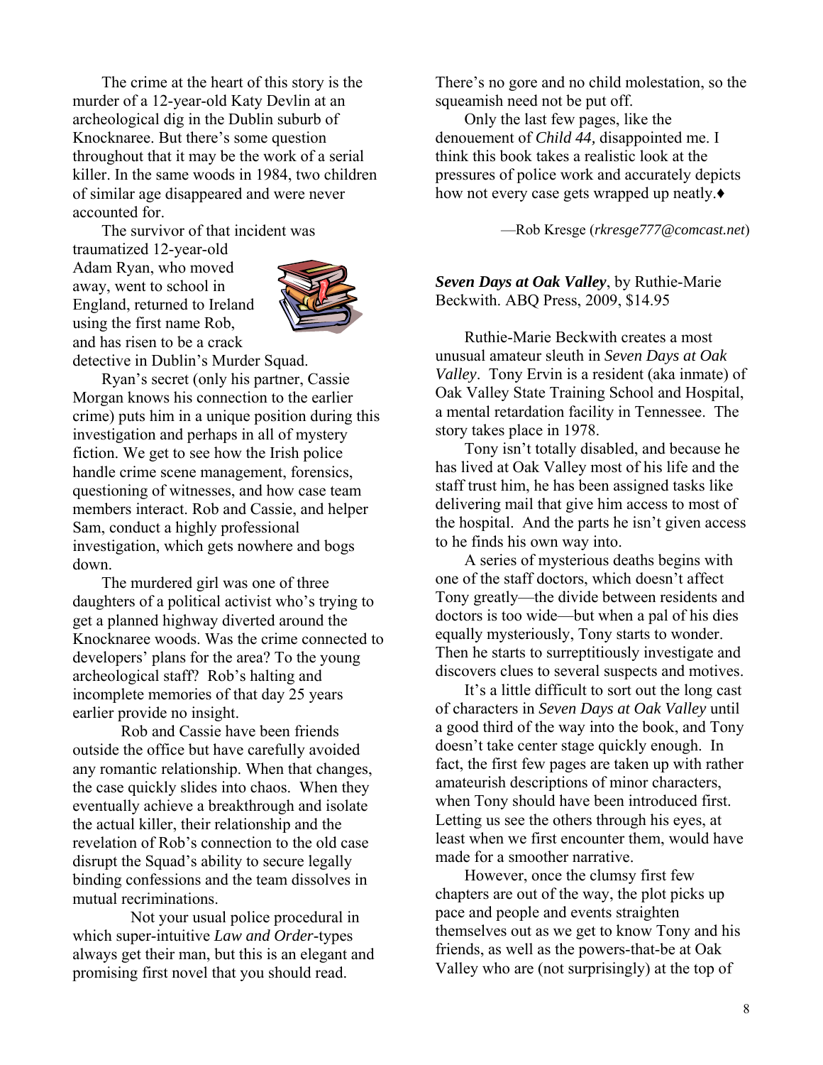The crime at the heart of this story is the murder of a 12-year-old Katy Devlin at an archeological dig in the Dublin suburb of Knocknaree. But there's some question throughout that it may be the work of a serial killer. In the same woods in 1984, two children of similar age disappeared and were never accounted for.

The survivor of that incident was traumatized 12-year-old Adam Ryan, who moved away, went to school in England, returned to Ireland using the first name Rob, and has risen to be a crack detective in Dublin's Murder Squad.

Ryan's secret (only his partner, Cassie Morgan knows his connection to the earlier crime) puts him in a unique position during this investigation and perhaps in all of mystery fiction. We get to see how the Irish police handle crime scene management, forensics, questioning of witnesses, and how case team members interact. Rob and Cassie, and helper Sam, conduct a highly professional investigation, which gets nowhere and bogs down.

The murdered girl was one of three daughters of a political activist who's trying to get a planned highway diverted around the Knocknaree woods. Was the crime connected to developers' plans for the area? To the young archeological staff? Rob's halting and incomplete memories of that day 25 years earlier provide no insight.

Rob and Cassie have been friends outside the office but have carefully avoided any romantic relationship. When that changes, the case quickly slides into chaos. When they eventually achieve a breakthrough and isolate the actual killer, their relationship and the revelation of Rob's connection to the old case disrupt the Squad's ability to secure legally binding confessions and the team dissolves in mutual recriminations.

Not your usual police procedural in which super-intuitive *Law and Order*-types always get their man, but this is an elegant and promising first novel that you should read. There's no gore and no child molestation, so the squeamish need not be put off.

Only the last few pages, like the denouement of *Child 44,* disappointed me. I think this book takes a realistic look at the pressures of police work and accurately depicts how not every case gets wrapped up neatly.♦

—Rob Kresge (*rkresge777@comcast.net*)

***Seven Days at Oak Valley***, by Ruthie-Marie Beckwith. ABQ Press, 2009, $14.95

Ruthie-Marie Beckwith creates a most unusual amateur sleuth in *Seven Days at Oak Valley*. Tony Ervin is a resident (aka inmate) of Oak Valley State Training School and Hospital, a mental retardation facility in Tennessee. The story takes place in 1978.

Tony isn't totally disabled, and because he has lived at Oak Valley most of his life and the staff trust him, he has been assigned tasks like delivering mail that give him access to most of the hospital. And the parts he isn't given access to he finds his own way into.

A series of mysterious deaths begins with one of the staff doctors, which doesn't affect Tony greatly—the divide between residents and doctors is too wide—but when a pal of his dies equally mysteriously, Tony starts to wonder. Then he starts to surreptitiously investigate and discovers clues to several suspects and motives.

It's a little difficult to sort out the long cast of characters in *Seven Days at Oak Valley* until a good third of the way into the book, and Tony doesn't take center stage quickly enough. In fact, the first few pages are taken up with rather amateurish descriptions of minor characters, when Tony should have been introduced first. Letting us see the others through his eyes, at least when we first encounter them, would have made for a smoother narrative.

However, once the clumsy first few chapters are out of the way, the plot picks up pace and people and events straighten themselves out as we get to know Tony and his friends, as well as the powers-that-be at Oak Valley who are (not surprisingly) at the top of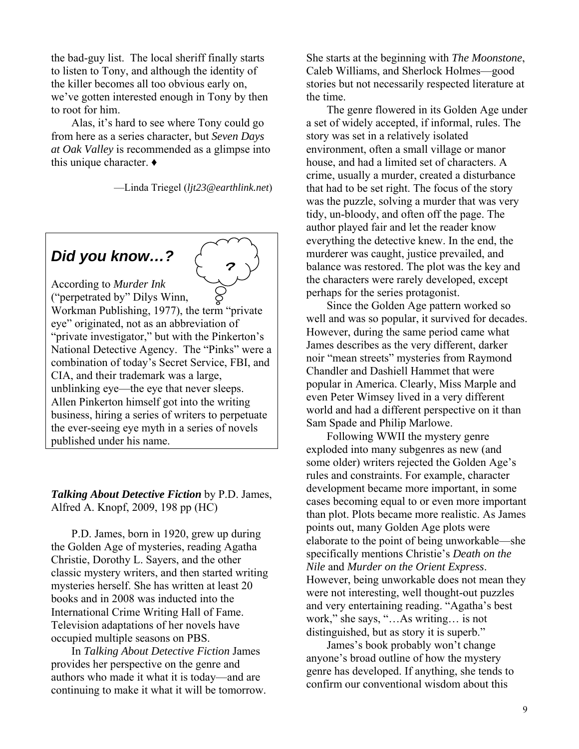the bad-guy list. The local sheriff finally starts to listen to Tony, and although the identity of the killer becomes all too obvious early on, we've gotten interested enough in Tony by then to root for him.

Alas, it's hard to see where Tony could go from here as a series character, but *Seven Days at Oak Valley* is recommended as a glimpse into this unique character. ♦

—Linda Triegel (*ljt23@earthlink.net*)

> ## *Did you know…?*
>
> According to *Murder Ink* ("perpetrated by" Dilys Winn, Workman Publishing, 1977), the term "private eye" originated, not as an abbreviation of "private investigator," but with the Pinkerton's National Detective Agency. The "Pinks" were a combination of today's Secret Service, FBI, and CIA, and their trademark was a large, unblinking eye—the eye that never sleeps. Allen Pinkerton himself got into the writing business, hiring a series of writers to perpetuate the ever-seeing eye myth in a series of novels published under his name.

***Talking About Detective Fiction*** by P.D. James, Alfred A. Knopf, 2009, 198 pp (HC)

P.D. James, born in 1920, grew up during the Golden Age of mysteries, reading Agatha Christie, Dorothy L. Sayers, and the other classic mystery writers, and then started writing mysteries herself. She has written at least 20 books and in 2008 was inducted into the International Crime Writing Hall of Fame. Television adaptations of her novels have occupied multiple seasons on PBS.

In *Talking About Detective Fiction* James provides her perspective on the genre and authors who made it what it is today—and are continuing to make it what it will be tomorrow. She starts at the beginning with *The Moonstone*, Caleb Williams, and Sherlock Holmes—good stories but not necessarily respected literature at the time.

The genre flowered in its Golden Age under a set of widely accepted, if informal, rules. The story was set in a relatively isolated environment, often a small village or manor house, and had a limited set of characters. A crime, usually a murder, created a disturbance that had to be set right. The focus of the story was the puzzle, solving a murder that was very tidy, un-bloody, and often off the page. The author played fair and let the reader know everything the detective knew. In the end, the murderer was caught, justice prevailed, and balance was restored. The plot was the key and the characters were rarely developed, except perhaps for the series protagonist.

Since the Golden Age pattern worked so well and was so popular, it survived for decades. However, during the same period came what James describes as the very different, darker noir "mean streets" mysteries from Raymond Chandler and Dashiell Hammet that were popular in America. Clearly, Miss Marple and even Peter Wimsey lived in a very different world and had a different perspective on it than Sam Spade and Philip Marlowe.

Following WWII the mystery genre exploded into many subgenres as new (and some older) writers rejected the Golden Age's rules and constraints. For example, character development became more important, in some cases becoming equal to or even more important than plot. Plots became more realistic. As James points out, many Golden Age plots were elaborate to the point of being unworkable—she specifically mentions Christie's *Death on the Nile* and *Murder on the Orient Express*. However, being unworkable does not mean they were not interesting, well thought-out puzzles and very entertaining reading. "Agatha's best work," she says, "…As writing… is not distinguished, but as story it is superb."

James's book probably won't change anyone's broad outline of how the mystery genre has developed. If anything, she tends to confirm our conventional wisdom about this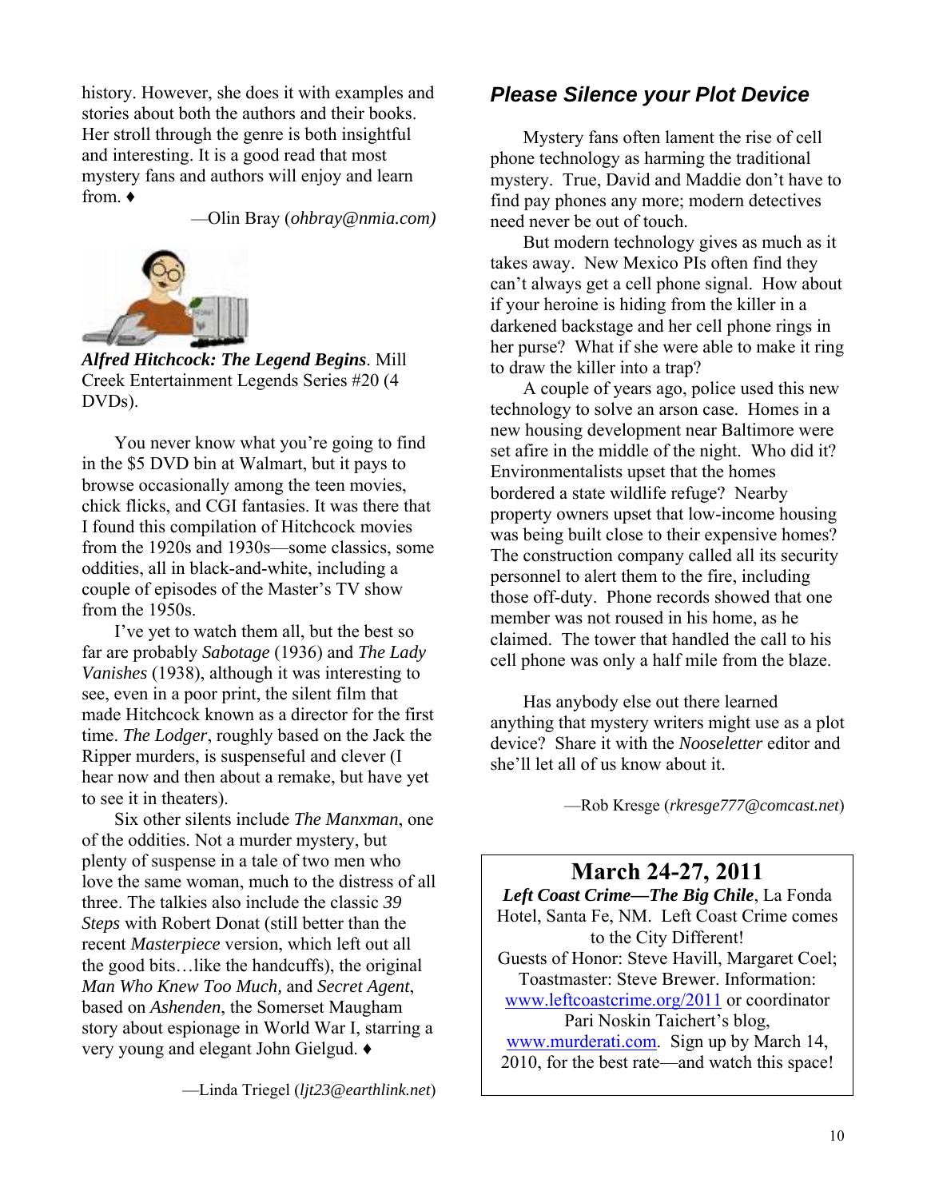history. However, she does it with examples and stories about both the authors and their books. Her stroll through the genre is both insightful and interesting. It is a good read that most mystery fans and authors will enjoy and learn from. ♦

—Olin Bray (*ohbray@nmia.com)*

***Alfred Hitchcock: The Legend Begins***. Mill Creek Entertainment Legends Series #20 (4 DVDs).

You never know what you're going to find in the $5 DVD bin at Walmart, but it pays to browse occasionally among the teen movies, chick flicks, and CGI fantasies. It was there that I found this compilation of Hitchcock movies from the 1920s and 1930s—some classics, some oddities, all in black-and-white, including a couple of episodes of the Master's TV show from the 1950s.

I've yet to watch them all, but the best so far are probably *Sabotage* (1936) and *The Lady Vanishes* (1938), although it was interesting to see, even in a poor print, the silent film that made Hitchcock known as a director for the first time. *The Lodger*, roughly based on the Jack the Ripper murders, is suspenseful and clever (I hear now and then about a remake, but have yet to see it in theaters).

Six other silents include *The Manxman*, one of the oddities. Not a murder mystery, but plenty of suspense in a tale of two men who love the same woman, much to the distress of all three. The talkies also include the classic *39 Steps* with Robert Donat (still better than the recent *Masterpiece* version, which left out all the good bits…like the handcuffs), the original *Man Who Knew Too Much,* and *Secret Agent*, based on *Ashenden*, the Somerset Maugham story about espionage in World War I, starring a very young and elegant John Gielgud. ♦

—Linda Triegel (*ljt23@earthlink.net*)

## *Please Silence your Plot Device*

Mystery fans often lament the rise of cell phone technology as harming the traditional mystery. True, David and Maddie don't have to find pay phones any more; modern detectives need never be out of touch.

But modern technology gives as much as it takes away. New Mexico PIs often find they can't always get a cell phone signal. How about if your heroine is hiding from the killer in a darkened backstage and her cell phone rings in her purse? What if she were able to make it ring to draw the killer into a trap?

A couple of years ago, police used this new technology to solve an arson case. Homes in a new housing development near Baltimore were set afire in the middle of the night. Who did it? Environmentalists upset that the homes bordered a state wildlife refuge? Nearby property owners upset that low-income housing was being built close to their expensive homes? The construction company called all its security personnel to alert them to the fire, including those off-duty. Phone records showed that one member was not roused in his home, as he claimed. The tower that handled the call to his cell phone was only a half mile from the blaze.

Has anybody else out there learned anything that mystery writers might use as a plot device? Share it with the *Nooseletter* editor and she'll let all of us know about it.

—Rob Kresge (*rkresge777@comcast.net*)

---

**March 24-27, 2011**

***Left Coast Crime—The Big Chile***, La Fonda Hotel, Santa Fe, NM. Left Coast Crime comes to the City Different!
Guests of Honor: Steve Havill, Margaret Coel; Toastmaster: Steve Brewer. Information: www.leftcoastcrime.org/2011 or coordinator Pari Noskin Taichert's blog, www.murderati.com. Sign up by March 14, 2010, for the best rate—and watch this space!

---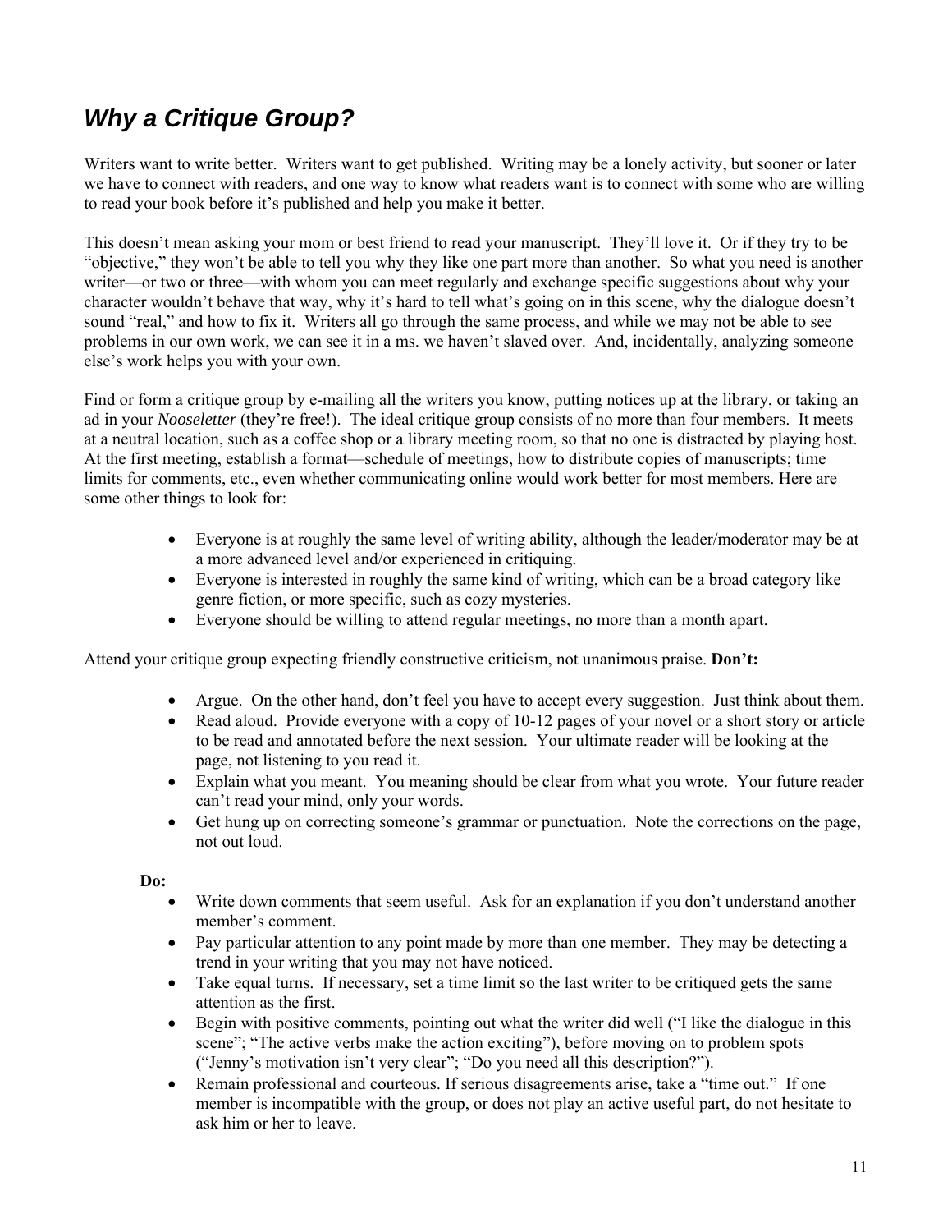## ***Why a Critique Group?***

Writers want to write better. Writers want to get published. Writing may be a lonely activity, but sooner or later we have to connect with readers, and one way to know what readers want is to connect with some who are willing to read your book before it's published and help you make it better.

This doesn't mean asking your mom or best friend to read your manuscript. They'll love it. Or if they try to be "objective," they won't be able to tell you why they like one part more than another. So what you need is another writer—or two or three—with whom you can meet regularly and exchange specific suggestions about why your character wouldn't behave that way, why it's hard to tell what's going on in this scene, why the dialogue doesn't sound "real," and how to fix it. Writers all go through the same process, and while we may not be able to see problems in our own work, we can see it in a ms. we haven't slaved over. And, incidentally, analyzing someone else's work helps you with your own.

Find or form a critique group by e-mailing all the writers you know, putting notices up at the library, or taking an ad in your *Nooseletter* (they're free!). The ideal critique group consists of no more than four members. It meets at a neutral location, such as a coffee shop or a library meeting room, so that no one is distracted by playing host. At the first meeting, establish a format—schedule of meetings, how to distribute copies of manuscripts; time limits for comments, etc., even whether communicating online would work better for most members. Here are some other things to look for:

- Everyone is at roughly the same level of writing ability, although the leader/moderator may be at a more advanced level and/or experienced in critiquing.
- Everyone is interested in roughly the same kind of writing, which can be a broad category like genre fiction, or more specific, such as cozy mysteries.
- Everyone should be willing to attend regular meetings, no more than a month apart.

Attend your critique group expecting friendly constructive criticism, not unanimous praise. **Don't:**

- Argue. On the other hand, don't feel you have to accept every suggestion. Just think about them.
- Read aloud. Provide everyone with a copy of 10-12 pages of your novel or a short story or article to be read and annotated before the next session. Your ultimate reader will be looking at the page, not listening to you read it.
- Explain what you meant. You meaning should be clear from what you wrote. Your future reader can't read your mind, only your words.
- Get hung up on correcting someone's grammar or punctuation. Note the corrections on the page, not out loud.

**Do:**

- Write down comments that seem useful. Ask for an explanation if you don't understand another member's comment.
- Pay particular attention to any point made by more than one member. They may be detecting a trend in your writing that you may not have noticed.
- Take equal turns. If necessary, set a time limit so the last writer to be critiqued gets the same attention as the first.
- Begin with positive comments, pointing out what the writer did well ("I like the dialogue in this scene"; "The active verbs make the action exciting"), before moving on to problem spots ("Jenny's motivation isn't very clear"; "Do you need all this description?").
- Remain professional and courteous. If serious disagreements arise, take a "time out." If one member is incompatible with the group, or does not play an active useful part, do not hesitate to ask him or her to leave.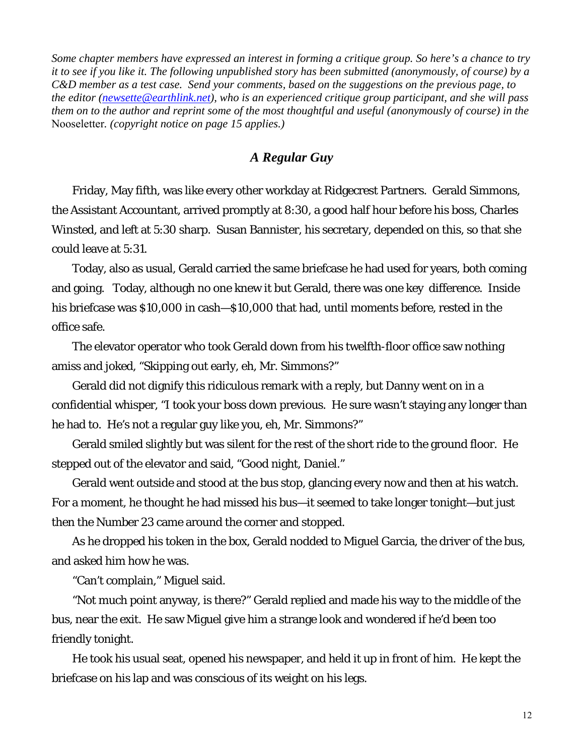*Some chapter members have expressed an interest in forming a critique group. So here's a chance to try it to see if you like it. The following unpublished story has been submitted (anonymously, of course) by a C&D member as a test case. Send your comments, based on the suggestions on the previous page, to the editor ([newsette@earthlink.net](mailto:newsette@earthlink.net)), who is an experienced critique group participant, and she will pass them on to the author and reprint some of the most thoughtful and useful (anonymously of course) in the* Nooseletter. *(copyright notice on page 15 applies.)*

## *A Regular Guy*

Friday, May fifth, was like every other workday at Ridgecrest Partners. Gerald Simmons, the Assistant Accountant, arrived promptly at 8:30, a good half hour before his boss, Charles Winsted, and left at 5:30 sharp. Susan Bannister, his secretary, depended on this, so that she could leave at 5:31.

Today, also as usual, Gerald carried the same briefcase he had used for years, both coming and going. Today, although no one knew it but Gerald, there was one key difference. Inside his briefcase was $10,000 in cash—$10,000 that had, until moments before, rested in the office safe.

The elevator operator who took Gerald down from his twelfth-floor office saw nothing amiss and joked, "Skipping out early, eh, Mr. Simmons?"

Gerald did not dignify this ridiculous remark with a reply, but Danny went on in a confidential whisper, "I took your boss down previous. He sure wasn't staying any longer than he had to. He's not a regular guy like you, eh, Mr. Simmons?"

Gerald smiled slightly but was silent for the rest of the short ride to the ground floor. He stepped out of the elevator and said, "Good night, Daniel."

Gerald went outside and stood at the bus stop, glancing every now and then at his watch. For a moment, he thought he had missed his bus—it seemed to take longer tonight—but just then the Number 23 came around the corner and stopped.

As he dropped his token in the box, Gerald nodded to Miguel Garcia, the driver of the bus, and asked him how he was.

"Can't complain," Miguel said.

"Not much point anyway, is there?" Gerald replied and made his way to the middle of the bus, near the exit. He saw Miguel give him a strange look and wondered if he'd been too friendly tonight.

He took his usual seat, opened his newspaper, and held it up in front of him. He kept the briefcase on his lap and was conscious of its weight on his legs.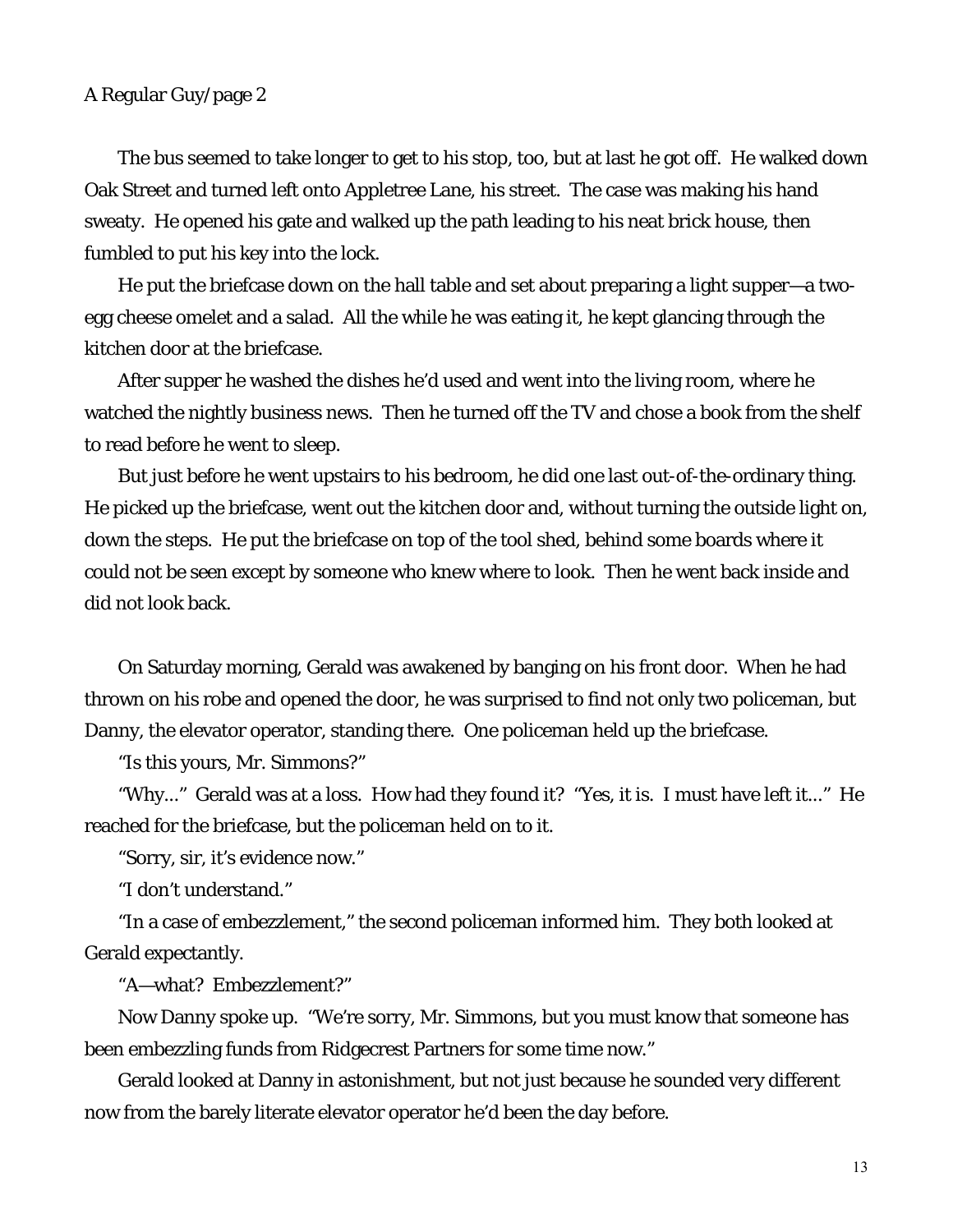The bus seemed to take longer to get to his stop, too, but at last he got off. He walked down Oak Street and turned left onto Appletree Lane, his street. The case was making his hand sweaty. He opened his gate and walked up the path leading to his neat brick house, then fumbled to put his key into the lock.

He put the briefcase down on the hall table and set about preparing a light supper—a two-egg cheese omelet and a salad. All the while he was eating it, he kept glancing through the kitchen door at the briefcase.

After supper he washed the dishes he'd used and went into the living room, where he watched the nightly business news. Then he turned off the TV and chose a book from the shelf to read before he went to sleep.

But just before he went upstairs to his bedroom, he did one last out-of-the-ordinary thing. He picked up the briefcase, went out the kitchen door and, without turning the outside light on, down the steps. He put the briefcase on top of the tool shed, behind some boards where it could not be seen except by someone who knew where to look. Then he went back inside and did not look back.

On Saturday morning, Gerald was awakened by banging on his front door. When he had thrown on his robe and opened the door, he was surprised to find not only two policeman, but Danny, the elevator operator, standing there. One policeman held up the briefcase.

"Is this yours, Mr. Simmons?"

"Why..." Gerald was at a loss. How had they found it? "Yes, it is. I must have left it..." He reached for the briefcase, but the policeman held on to it.

"Sorry, sir, it's evidence now."

"I don't understand."

"In a case of embezzlement," the second policeman informed him. They both looked at Gerald expectantly.

"A—what? Embezzlement?"

Now Danny spoke up. "We're sorry, Mr. Simmons, but you must know that someone has been embezzling funds from Ridgecrest Partners for some time now."

Gerald looked at Danny in astonishment, but not just because he sounded very different now from the barely literate elevator operator he'd been the day before.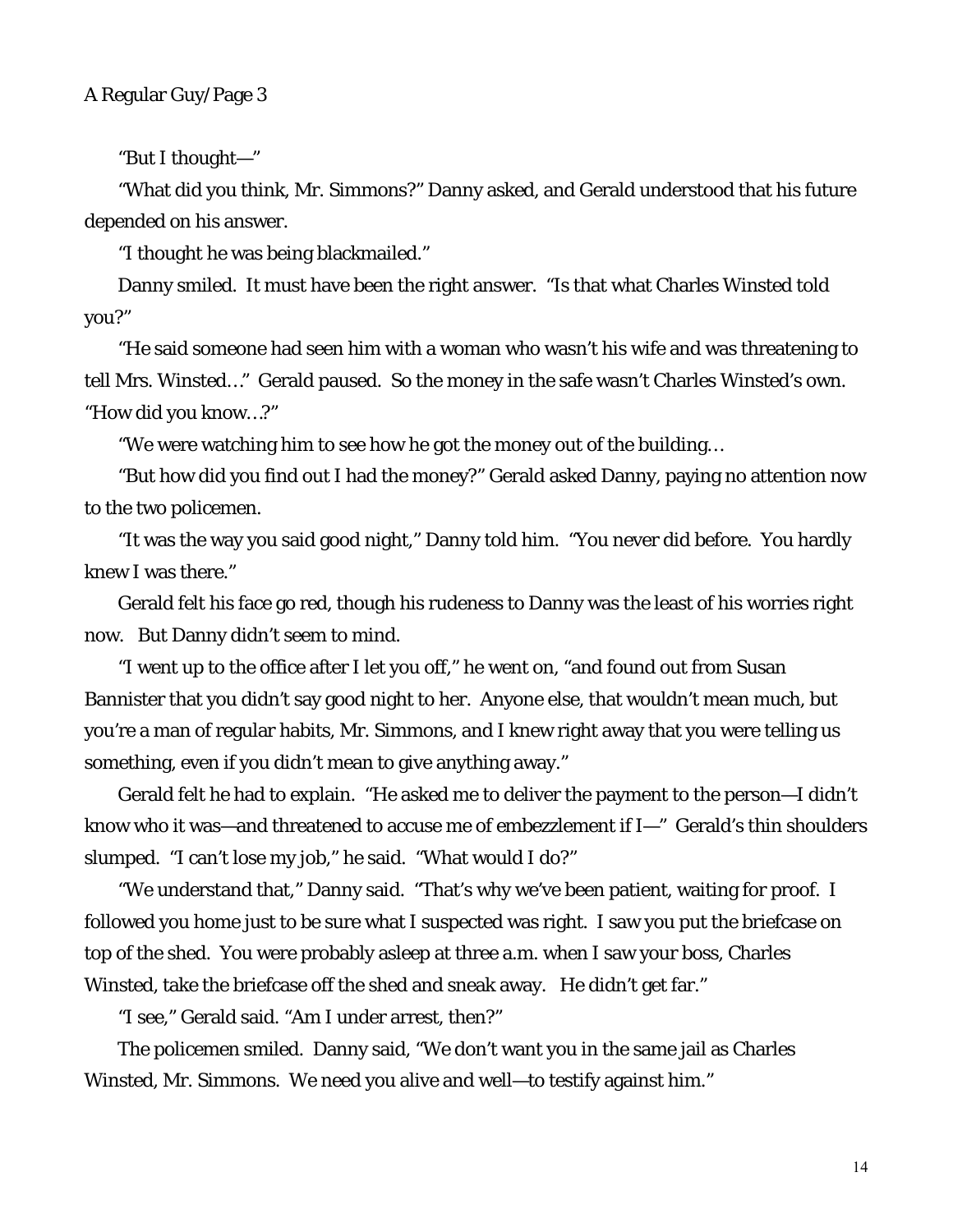"But I thought—"

"What did you think, Mr. Simmons?" Danny asked, and Gerald understood that his future depended on his answer.

"I thought he was being blackmailed."

Danny smiled. It must have been the right answer. "Is that what Charles Winsted told you?"

"He said someone had seen him with a woman who wasn't his wife and was threatening to tell Mrs. Winsted…" Gerald paused. So the money in the safe wasn't Charles Winsted's own. "How did you know…?"

"We were watching him to see how he got the money out of the building…

"But how did you find out I had the money?" Gerald asked Danny, paying no attention now to the two policemen.

"It was the way you said good night," Danny told him. "You never did before. You hardly knew I was there."

Gerald felt his face go red, though his rudeness to Danny was the least of his worries right now. But Danny didn't seem to mind.

"I went up to the office after I let you off," he went on, "and found out from Susan Bannister that you didn't say good night to her. Anyone else, that wouldn't mean much, but you're a man of regular habits, Mr. Simmons, and I knew right away that you were telling us something, even if you didn't mean to give anything away."

Gerald felt he had to explain. "He asked me to deliver the payment to the person—I didn't know who it was—and threatened to accuse me of embezzlement if I—" Gerald's thin shoulders slumped. "I can't lose my job," he said. "What would I do?"

"We understand that," Danny said. "That's why we've been patient, waiting for proof. I followed you home just to be sure what I suspected was right. I saw you put the briefcase on top of the shed. You were probably asleep at three a.m. when I saw your boss, Charles Winsted, take the briefcase off the shed and sneak away. He didn't get far."

"I see," Gerald said. "Am I under arrest, then?"

The policemen smiled. Danny said, "We don't want you in the same jail as Charles Winsted, Mr. Simmons. We need you alive and well—to testify against him."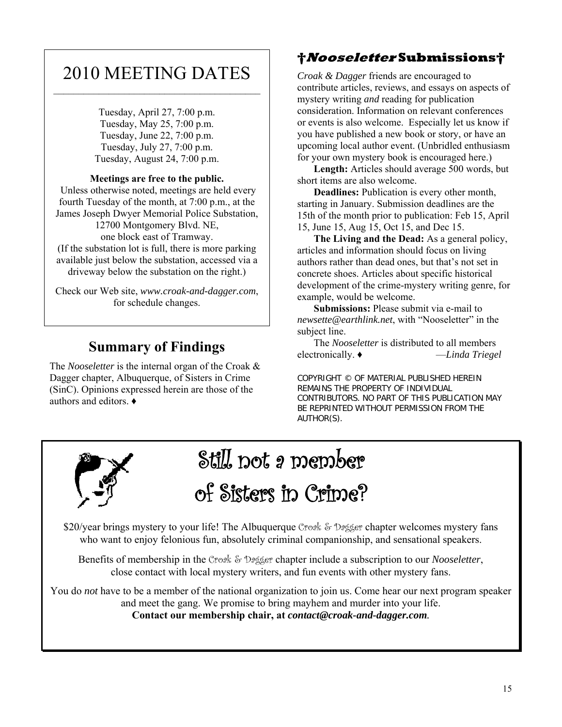# 2010 MEETING DATES

Tuesday, April 27, 7:00 p.m.
Tuesday, May 25, 7:00 p.m.
Tuesday, June 22, 7:00 p.m.
Tuesday, July 27, 7:00 p.m.
Tuesday, August 24, 7:00 p.m.

**Meetings are free to the public.**

Unless otherwise noted, meetings are held every fourth Tuesday of the month, at 7:00 p.m., at the James Joseph Dwyer Memorial Police Substation, 12700 Montgomery Blvd. NE, one block east of Tramway. (If the substation lot is full, there is more parking available just below the substation, accessed via a driveway below the substation on the right.)

Check our Web site, *www.croak-and-dagger.com*, for schedule changes.

## Summary of Findings

The *Nooseletter* is the internal organ of the Croak & Dagger chapter, Albuquerque, of Sisters in Crime (SinC). Opinions expressed herein are those of the authors and editors. ♦

## †*Nooseletter* Submissions†

*Croak & Dagger* friends are encouraged to contribute articles, reviews, and essays on aspects of mystery writing *and* reading for publication consideration. Information on relevant conferences or events is also welcome. Especially let us know if you have published a new book or story, or have an upcoming local author event. (Unbridled enthusiasm for your own mystery book is encouraged here.)

**Length:** Articles should average 500 words, but short items are also welcome.

**Deadlines:** Publication is every other month, starting in January. Submission deadlines are the 15th of the month prior to publication: Feb 15, April 15, June 15, Aug 15, Oct 15, and Dec 15.

**The Living and the Dead:** As a general policy, articles and information should focus on living authors rather than dead ones, but that's not set in concrete shoes. Articles about specific historical development of the crime-mystery writing genre, for example, would be welcome.

**Submissions:** Please submit via e-mail to *newsette@earthlink.net*, with "Nooseletter" in the subject line.

The *Nooseletter* is distributed to all members electronically. ♦ —*Linda Triegel*

COPYRIGHT © OF MATERIAL PUBLISHED HEREIN REMAINS THE PROPERTY OF INDIVIDUAL CONTRIBUTORS. NO PART OF THIS PUBLICATION MAY BE REPRINTED WITHOUT PERMISSION FROM THE AUTHOR(S).

# Still not a member of Sisters in Crime?

$20/year brings mystery to your life! The Albuquerque Croak & Dagger chapter welcomes mystery fans who want to enjoy felonious fun, absolutely criminal companionship, and sensational speakers.

Benefits of membership in the Croak & Dagger chapter include a subscription to our *Nooseletter*, close contact with local mystery writers, and fun events with other mystery fans.

You do *not* have to be a member of the national organization to join us. Come hear our next program speaker and meet the gang. We promise to bring mayhem and murder into your life.

**Contact our membership chair, at *contact@croak-and-dagger.com*.**